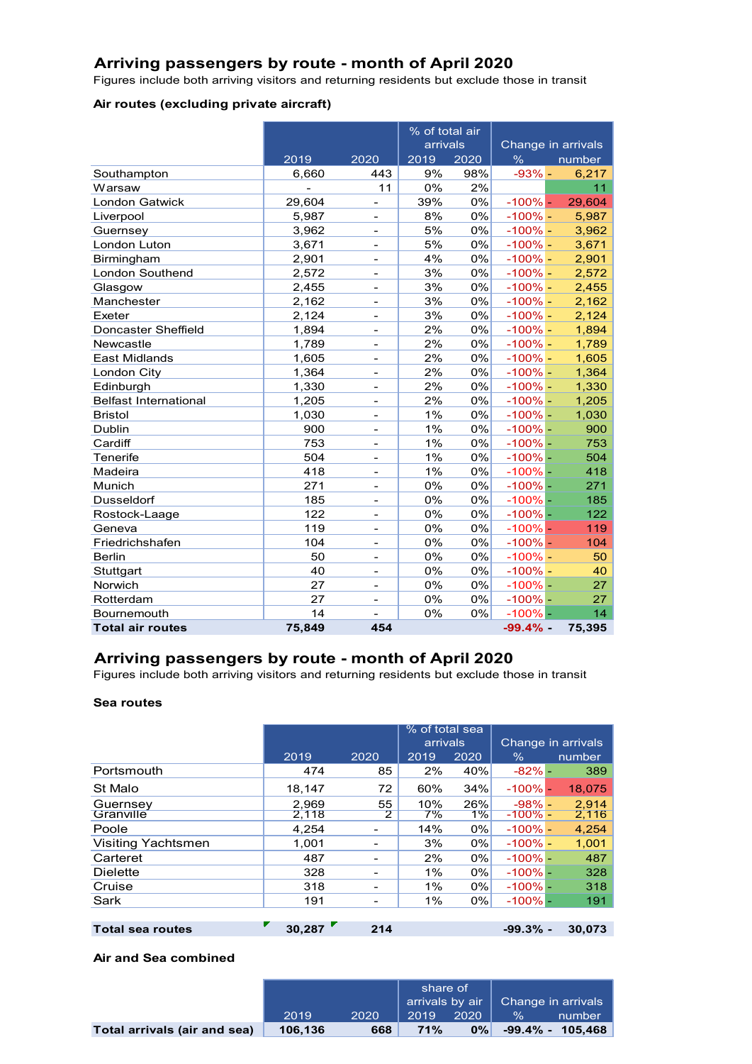## Arriving passengers by route - month of April 2020

Figures include both arriving visitors and returning residents but exclude those in transit

### Air routes (excluding private aircraft)

| | 2019 | 2020 | % of total air arrivals 2019 | 2020 | Change in arrivals % | number |
|---|---|---|---|---|---|---|
| Southampton | 6,660 | 443 | 9% | 98% | -93% | - 6,217 |
| Warsaw | - | 11 | 0% | 2% | | 11 |
| London Gatwick | 29,604 | - | 39% | 0% | -100% | - 29,604 |
| Liverpool | 5,987 | - | 8% | 0% | -100% | - 5,987 |
| Guernsey | 3,962 | - | 5% | 0% | -100% | - 3,962 |
| London Luton | 3,671 | - | 5% | 0% | -100% | - 3,671 |
| Birmingham | 2,901 | - | 4% | 0% | -100% | - 2,901 |
| London Southend | 2,572 | - | 3% | 0% | -100% | - 2,572 |
| Glasgow | 2,455 | - | 3% | 0% | -100% | - 2,455 |
| Manchester | 2,162 | - | 3% | 0% | -100% | - 2,162 |
| Exeter | 2,124 | - | 3% | 0% | -100% | - 2,124 |
| Doncaster Sheffield | 1,894 | - | 2% | 0% | -100% | - 1,894 |
| Newcastle | 1,789 | - | 2% | 0% | -100% | - 1,789 |
| East Midlands | 1,605 | - | 2% | 0% | -100% | - 1,605 |
| London City | 1,364 | - | 2% | 0% | -100% | - 1,364 |
| Edinburgh | 1,330 | - | 2% | 0% | -100% | - 1,330 |
| Belfast International | 1,205 | - | 2% | 0% | -100% | - 1,205 |
| Bristol | 1,030 | - | 1% | 0% | -100% | - 1,030 |
| Dublin | 900 | - | 1% | 0% | -100% | - 900 |
| Cardiff | 753 | - | 1% | 0% | -100% | - 753 |
| Tenerife | 504 | - | 1% | 0% | -100% | - 504 |
| Madeira | 418 | - | 1% | 0% | -100% | - 418 |
| Munich | 271 | - | 0% | 0% | -100% | - 271 |
| Dusseldorf | 185 | - | 0% | 0% | -100% | - 185 |
| Rostock-Laage | 122 | - | 0% | 0% | -100% | - 122 |
| Geneva | 119 | - | 0% | 0% | -100% | - 119 |
| Friedrichshafen | 104 | - | 0% | 0% | -100% | - 104 |
| Berlin | 50 | - | 0% | 0% | -100% | - 50 |
| Stuttgart | 40 | - | 0% | 0% | -100% | - 40 |
| Norwich | 27 | - | 0% | 0% | -100% | - 27 |
| Rotterdam | 27 | - | 0% | 0% | -100% | - 27 |
| Bournemouth | 14 | - | 0% | 0% | -100% | - 14 |
| **Total air routes** | **75,849** | **454** | | | **-99.4%** | **- 75,395** |

## Arriving passengers by route - month of April 2020

Figures include both arriving visitors and returning residents but exclude those in transit

### Sea routes

| | 2019 | 2020 | % of total sea arrivals 2019 | 2020 | Change in arrivals % | number |
|---|---|---|---|---|---|---|
| Portsmouth | 474 | 85 | 2% | 40% | -82% | - 389 |
| St Malo | 18,147 | 72 | 60% | 34% | -100% | - 18,075 |
| Guernsey | 2,969 | 55 | 10% | 26% | -98% | - 2,914 |
| Granville | 2,118 | 2 | 7% | 1% | -100% | - 2,116 |
| Poole | 4,254 | - | 14% | 0% | -100% | - 4,254 |
| Visiting Yachtsmen | 1,001 | - | 3% | 0% | -100% | - 1,001 |
| Carteret | 487 | - | 2% | 0% | -100% | - 487 |
| Dielette | 328 | - | 1% | 0% | -100% | - 328 |
| Cruise | 318 | - | 1% | 0% | -100% | - 318 |
| Sark | 191 | - | 1% | 0% | -100% | - 191 |
| **Total sea routes** | **30,287** | **214** | | | **-99.3%** | **- 30,073** |

### Air and Sea combined

| | 2019 | 2020 | share of arrivals by air 2019 | 2020 | Change in arrivals % | number |
|---|---|---|---|---|---|---|
| **Total arrivals (air and sea)** | **106,136** | **668** | **71%** | **0%** | **-99.4%** | **- 105,468** |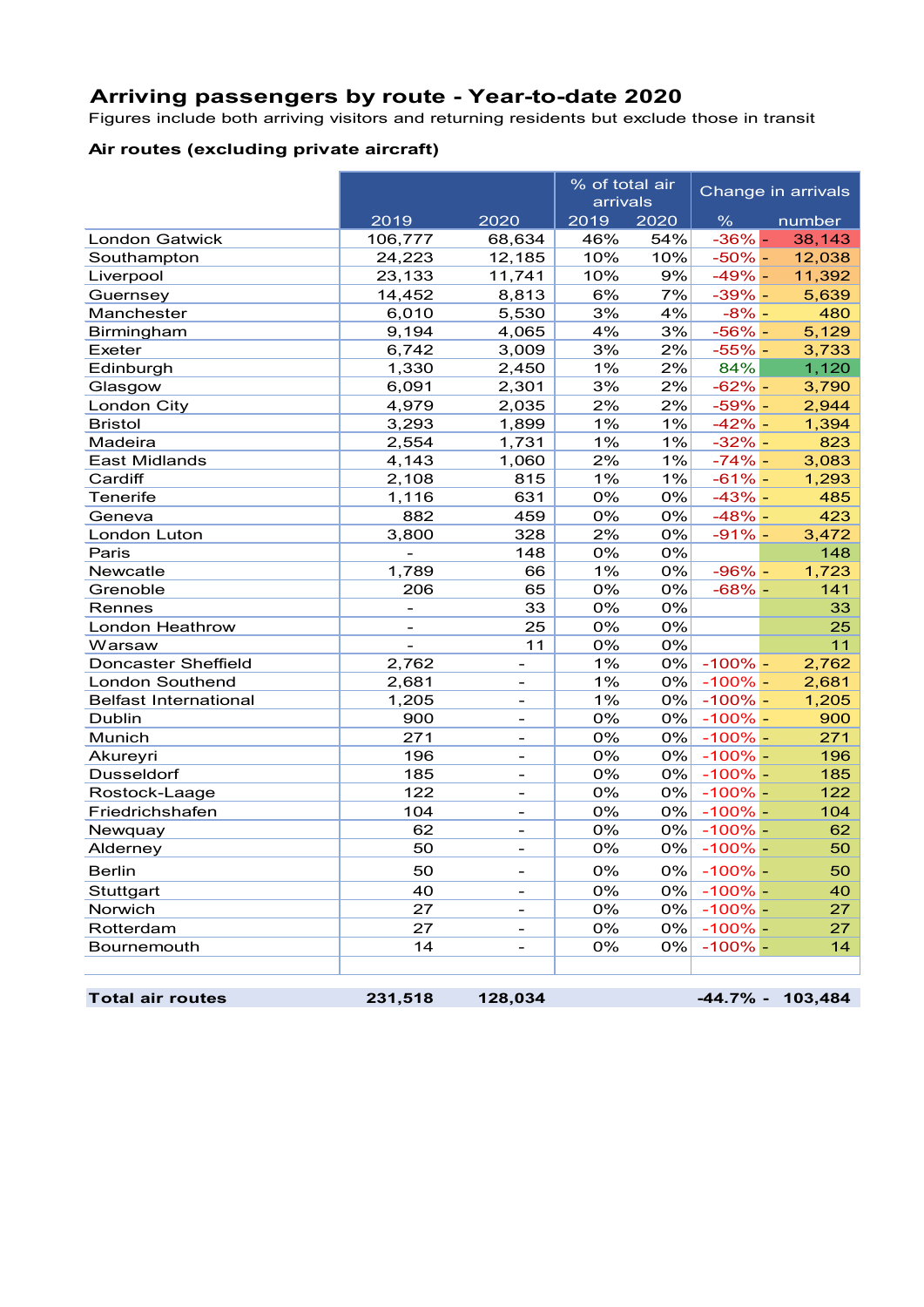# Arriving passengers by route - Year-to-date 2020

Figures include both arriving visitors and returning residents but exclude those in transit

### Air routes (excluding private aircraft)

| | | | % of total air arrivals | | Change in arrivals | |
|---|---|---|---|---|---|---|
| | 2019 | 2020 | 2019 | 2020 | % | number |
| London Gatwick | 106,777 | 68,634 | 46% | 54% | -36% | - 38,143 |
| Southampton | 24,223 | 12,185 | 10% | 10% | -50% | - 12,038 |
| Liverpool | 23,133 | 11,741 | 10% | 9% | -49% | - 11,392 |
| Guernsey | 14,452 | 8,813 | 6% | 7% | -39% | - 5,639 |
| Manchester | 6,010 | 5,530 | 3% | 4% | -8% | - 480 |
| Birmingham | 9,194 | 4,065 | 4% | 3% | -56% | - 5,129 |
| Exeter | 6,742 | 3,009 | 3% | 2% | -55% | - 3,733 |
| Edinburgh | 1,330 | 2,450 | 1% | 2% | 84% | 1,120 |
| Glasgow | 6,091 | 2,301 | 3% | 2% | -62% | - 3,790 |
| London City | 4,979 | 2,035 | 2% | 2% | -59% | - 2,944 |
| Bristol | 3,293 | 1,899 | 1% | 1% | -42% | - 1,394 |
| Madeira | 2,554 | 1,731 | 1% | 1% | -32% | - 823 |
| East Midlands | 4,143 | 1,060 | 2% | 1% | -74% | - 3,083 |
| Cardiff | 2,108 | 815 | 1% | 1% | -61% | - 1,293 |
| Tenerife | 1,116 | 631 | 0% | 0% | -43% | - 485 |
| Geneva | 882 | 459 | 0% | 0% | -48% | - 423 |
| London Luton | 3,800 | 328 | 2% | 0% | -91% | - 3,472 |
| Paris | - | 148 | 0% | 0% | | 148 |
| Newcatle | 1,789 | 66 | 1% | 0% | -96% | - 1,723 |
| Grenoble | 206 | 65 | 0% | 0% | -68% | - 141 |
| Rennes | - | 33 | 0% | 0% | | 33 |
| London Heathrow | - | 25 | 0% | 0% | | 25 |
| Warsaw | - | 11 | 0% | 0% | | 11 |
| Doncaster Sheffield | 2,762 | - | 1% | 0% | -100% | - 2,762 |
| London Southend | 2,681 | - | 1% | 0% | -100% | - 2,681 |
| Belfast International | 1,205 | - | 1% | 0% | -100% | - 1,205 |
| Dublin | 900 | - | 0% | 0% | -100% | - 900 |
| Munich | 271 | - | 0% | 0% | -100% | - 271 |
| Akureyri | 196 | - | 0% | 0% | -100% | - 196 |
| Dusseldorf | 185 | - | 0% | 0% | -100% | - 185 |
| Rostock-Laage | 122 | - | 0% | 0% | -100% | - 122 |
| Friedrichshafen | 104 | - | 0% | 0% | -100% | - 104 |
| Newquay | 62 | - | 0% | 0% | -100% | - 62 |
| Alderney | 50 | - | 0% | 0% | -100% | - 50 |
| Berlin | 50 | - | 0% | 0% | -100% | - 50 |
| Stuttgart | 40 | - | 0% | 0% | -100% | - 40 |
| Norwich | 27 | - | 0% | 0% | -100% | - 27 |
| Rotterdam | 27 | - | 0% | 0% | -100% | - 27 |
| Bournemouth | 14 | - | 0% | 0% | -100% | - 14 |
| **Total air routes** | **231,518** | **128,034** | | | **-44.7%** | **- 103,484** |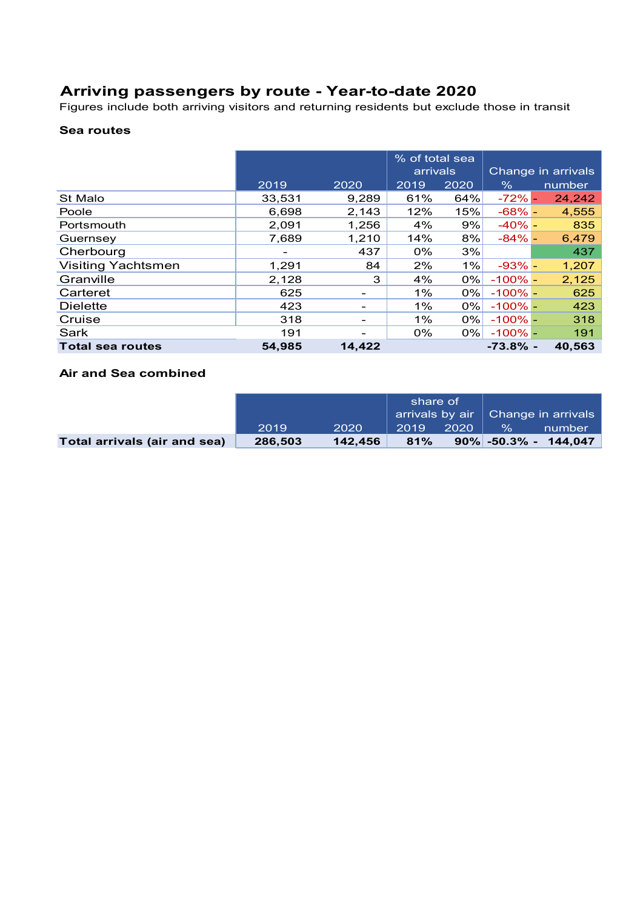# Arriving passengers by route - Year-to-date 2020

Figures include both arriving visitors and returning residents but exclude those in transit

### Sea routes

| | 2019 | 2020 | % of total sea arrivals 2019 | % of total sea arrivals 2020 | Change in arrivals % | Change in arrivals number |
|---|---|---|---|---|---|---|
| St Malo | 33,531 | 9,289 | 61% | 64% | -72% | - 24,242 |
| Poole | 6,698 | 2,143 | 12% | 15% | -68% | - 4,555 |
| Portsmouth | 2,091 | 1,256 | 4% | 9% | -40% | - 835 |
| Guernsey | 7,689 | 1,210 | 14% | 8% | -84% | - 6,479 |
| Cherbourg | - | 437 | 0% | 3% | | 437 |
| Visiting Yachtsmen | 1,291 | 84 | 2% | 1% | -93% | - 1,207 |
| Granville | 2,128 | 3 | 4% | 0% | -100% | - 2,125 |
| Carteret | 625 | - | 1% | 0% | -100% | - 625 |
| Dielette | 423 | - | 1% | 0% | -100% | - 423 |
| Cruise | 318 | - | 1% | 0% | -100% | - 318 |
| Sark | 191 | - | 0% | 0% | -100% | - 191 |
| **Total sea routes** | **54,985** | **14,422** | | | **-73.8%** | **- 40,563** |

### Air and Sea combined

| | 2019 | 2020 | share of arrivals by air 2019 | share of arrivals by air 2020 | Change in arrivals % | Change in arrivals number |
|---|---|---|---|---|---|---|
| **Total arrivals (air and sea)** | **286,503** | **142,456** | **81%** | **90%** | **-50.3%** | **- 144,047** |